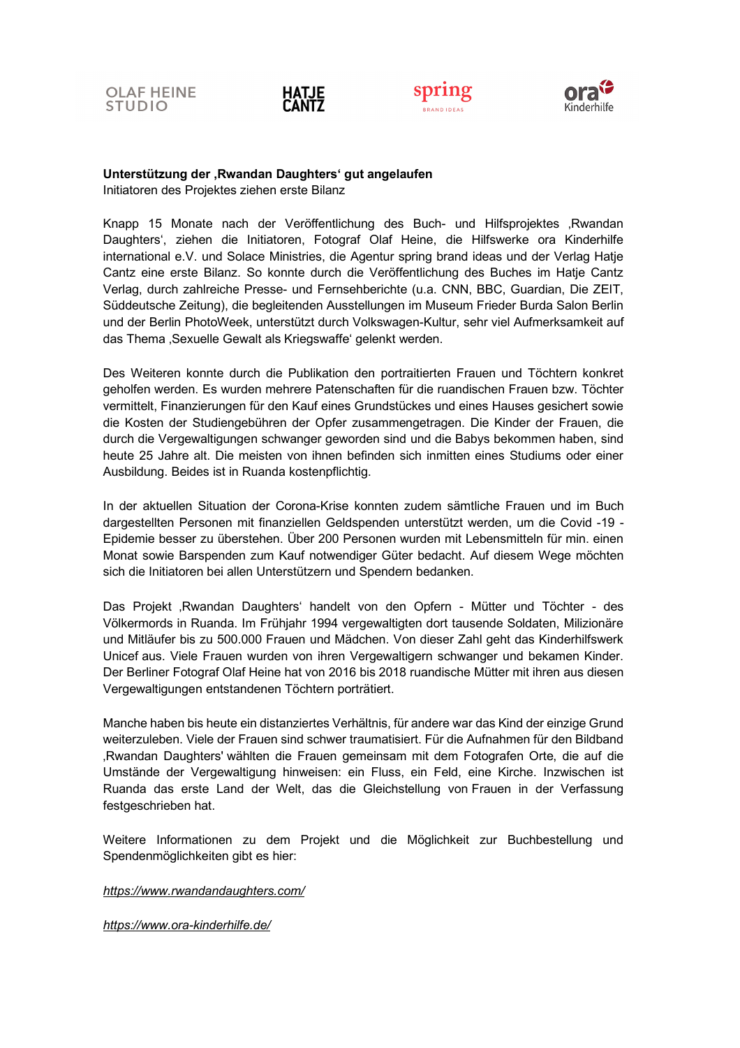OLAF HEINE STUDIO HATJE CANTZ spring BRAND IDEAS ora Kinderhilfe

**Unterstützung der ‚Rwandan Daughters' gut angelaufen**

Initiatoren des Projektes ziehen erste Bilanz

Knapp 15 Monate nach der Veröffentlichung des Buch- und Hilfsprojektes ‚Rwandan Daughters', ziehen die Initiatoren, Fotograf Olaf Heine, die Hilfswerke ora Kinderhilfe international e.V. und Solace Ministries, die Agentur spring brand ideas und der Verlag Hatje Cantz eine erste Bilanz. So konnte durch die Veröffentlichung des Buches im Hatje Cantz Verlag, durch zahlreiche Presse- und Fernsehberichte (u.a. CNN, BBC, Guardian, Die ZEIT, Süddeutsche Zeitung), die begleitenden Ausstellungen im Museum Frieder Burda Salon Berlin und der Berlin PhotoWeek, unterstützt durch Volkswagen-Kultur, sehr viel Aufmerksamkeit auf das Thema ‚Sexuelle Gewalt als Kriegswaffe' gelenkt werden.

Des Weiteren konnte durch die Publikation den portraitierten Frauen und Töchtern konkret geholfen werden. Es wurden mehrere Patenschaften für die ruandischen Frauen bzw. Töchter vermittelt, Finanzierungen für den Kauf eines Grundstückes und eines Hauses gesichert sowie die Kosten der Studiengebühren der Opfer zusammengetragen. Die Kinder der Frauen, die durch die Vergewaltigungen schwanger geworden sind und die Babys bekommen haben, sind heute 25 Jahre alt. Die meisten von ihnen befinden sich inmitten eines Studiums oder einer Ausbildung. Beides ist in Ruanda kostenpflichtig.

In der aktuellen Situation der Corona-Krise konnten zudem sämtliche Frauen und im Buch dargestellten Personen mit finanziellen Geldspenden unterstützt werden, um die Covid -19 - Epidemie besser zu überstehen. Über 200 Personen wurden mit Lebensmitteln für min. einen Monat sowie Barspenden zum Kauf notwendiger Güter bedacht. Auf diesem Wege möchten sich die Initiatoren bei allen Unterstützern und Spendern bedanken.

Das Projekt ‚Rwandan Daughters' handelt von den Opfern - Mütter und Töchter - des Völkermords in Ruanda. Im Frühjahr 1994 vergewaltigten dort tausende Soldaten, Milizionäre und Mitläufer bis zu 500.000 Frauen und Mädchen. Von dieser Zahl geht das Kinderhilfswerk Unicef aus. Viele Frauen wurden von ihren Vergewaltigern schwanger und bekamen Kinder. Der Berliner Fotograf Olaf Heine hat von 2016 bis 2018 ruandische Mütter mit ihren aus diesen Vergewaltigungen entstandenen Töchtern porträtiert.

Manche haben bis heute ein distanziertes Verhältnis, für andere war das Kind der einzige Grund weiterzuleben. Viele der Frauen sind schwer traumatisiert. Für die Aufnahmen für den Bildband ‚Rwandan Daughters' wählten die Frauen gemeinsam mit dem Fotografen Orte, die auf die Umstände der Vergewaltigung hinweisen: ein Fluss, ein Feld, eine Kirche. Inzwischen ist Ruanda das erste Land der Welt, das die Gleichstellung von Frauen in der Verfassung festgeschrieben hat.

Weitere Informationen zu dem Projekt und die Möglichkeit zur Buchbestellung und Spendenmöglichkeiten gibt es hier:

*https://www.rwandandaughters.com/*

*https://www.ora-kinderhilfe.de/*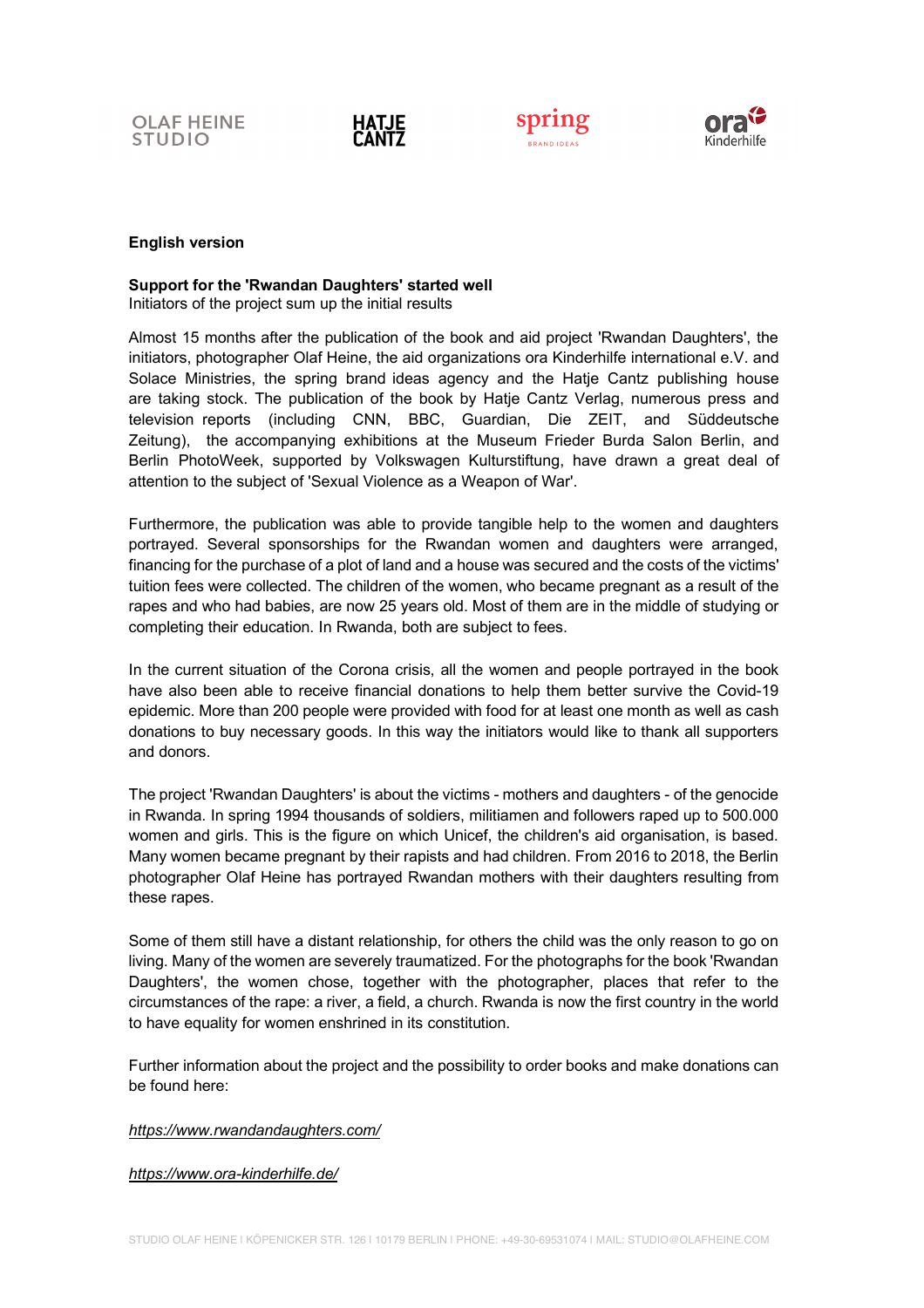OLAF HEINE STUDIO    HATJE CANTZ    spring BRAND IDEAS    ora Kinderhilfe

**English version**

**Support for the 'Rwandan Daughters' started well**
Initiators of the project sum up the initial results

Almost 15 months after the publication of the book and aid project 'Rwandan Daughters', the initiators, photographer Olaf Heine, the aid organizations ora Kinderhilfe international e.V. and Solace Ministries, the spring brand ideas agency and the Hatje Cantz publishing house are taking stock. The publication of the book by Hatje Cantz Verlag, numerous press and television reports (including CNN, BBC, Guardian, Die ZEIT, and Süddeutsche Zeitung), the accompanying exhibitions at the Museum Frieder Burda Salon Berlin, and Berlin PhotoWeek, supported by Volkswagen Kulturstiftung, have drawn a great deal of attention to the subject of 'Sexual Violence as a Weapon of War'.

Furthermore, the publication was able to provide tangible help to the women and daughters portrayed. Several sponsorships for the Rwandan women and daughters were arranged, financing for the purchase of a plot of land and a house was secured and the costs of the victims' tuition fees were collected. The children of the women, who became pregnant as a result of the rapes and who had babies, are now 25 years old. Most of them are in the middle of studying or completing their education. In Rwanda, both are subject to fees.

In the current situation of the Corona crisis, all the women and people portrayed in the book have also been able to receive financial donations to help them better survive the Covid-19 epidemic. More than 200 people were provided with food for at least one month as well as cash donations to buy necessary goods. In this way the initiators would like to thank all supporters and donors.

The project 'Rwandan Daughters' is about the victims - mothers and daughters - of the genocide in Rwanda. In spring 1994 thousands of soldiers, militiamen and followers raped up to 500.000 women and girls. This is the figure on which Unicef, the children's aid organisation, is based. Many women became pregnant by their rapists and had children. From 2016 to 2018, the Berlin photographer Olaf Heine has portrayed Rwandan mothers with their daughters resulting from these rapes.

Some of them still have a distant relationship, for others the child was the only reason to go on living. Many of the women are severely traumatized. For the photographs for the book 'Rwandan Daughters', the women chose, together with the photographer, places that refer to the circumstances of the rape: a river, a field, a church. Rwanda is now the first country in the world to have equality for women enshrined in its constitution.

Further information about the project and the possibility to order books and make donations can be found here:

*https://www.rwandandaughters.com/*

*https://www.ora-kinderhilfe.de/*

STUDIO OLAF HEINE I KÖPENICKER STR. 126 I 10179 BERLIN I PHONE: +49-30-69531074 I MAIL: STUDIO@OLAFHEINE.COM